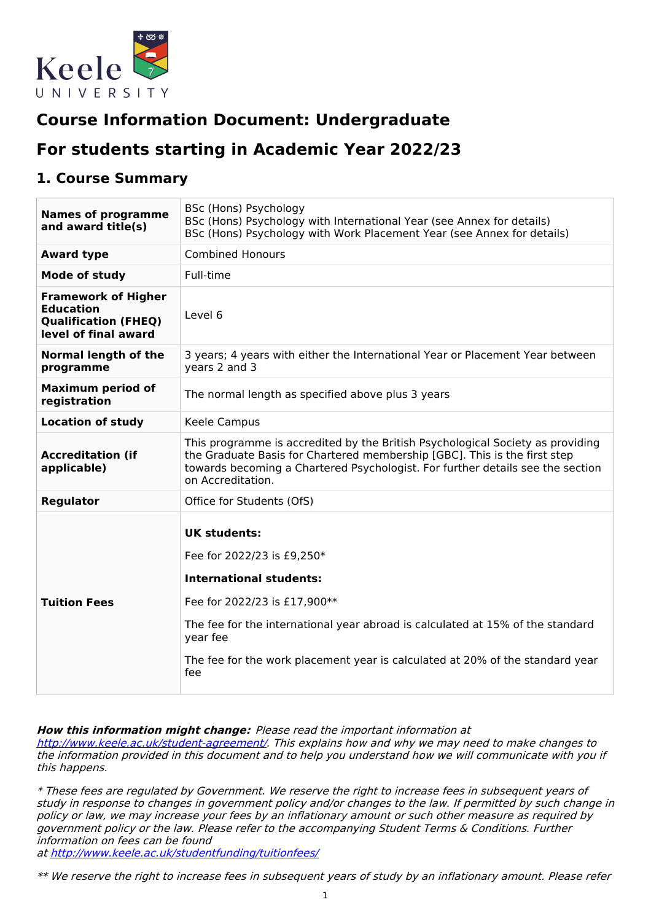Keele UNIVERSITY

# Course Information Document: Undergraduate

# For students starting in Academic Year 2022/23

## 1. Course Summary

| | |
|---|---|
| **Names of programme and award title(s)** | BSc (Hons) Psychology<br>BSc (Hons) Psychology with International Year (see Annex for details)<br>BSc (Hons) Psychology with Work Placement Year (see Annex for details) |
| **Award type** | Combined Honours |
| **Mode of study** | Full-time |
| **Framework of Higher Education Qualification (FHEQ) level of final award** | Level 6 |
| **Normal length of the programme** | 3 years; 4 years with either the International Year or Placement Year between years 2 and 3 |
| **Maximum period of registration** | The normal length as specified above plus 3 years |
| **Location of study** | Keele Campus |
| **Accreditation (if applicable)** | This programme is accredited by the British Psychological Society as providing the Graduate Basis for Chartered membership [GBC]. This is the first step towards becoming a Chartered Psychologist. For further details see the section on Accreditation. |
| **Regulator** | Office for Students (OfS) |
| **Tuition Fees** | **UK students:**<br>Fee for 2022/23 is £9,250*<br>**International students:**<br>Fee for 2022/23 is £17,900**<br>The fee for the international year abroad is calculated at 15% of the standard year fee<br>The fee for the work placement year is calculated at 20% of the standard year fee |

***How this information might change:*** *Please read the important information at [http://www.keele.ac.uk/student-agreement/](http://www.keele.ac.uk/student-agreement/). This explains how and why we may need to make changes to the information provided in this document and to help you understand how we will communicate with you if this happens.*

*\* These fees are regulated by Government. We reserve the right to increase fees in subsequent years of study in response to changes in government policy and/or changes to the law. If permitted by such change in policy or law, we may increase your fees by an inflationary amount or such other measure as required by government policy or the law. Please refer to the accompanying Student Terms & Conditions. Further information on fees can be found at [http://www.keele.ac.uk/studentfunding/tuitionfees/](http://www.keele.ac.uk/studentfunding/tuitionfees/)*

*\*\* We reserve the right to increase fees in subsequent years of study by an inflationary amount. Please refer*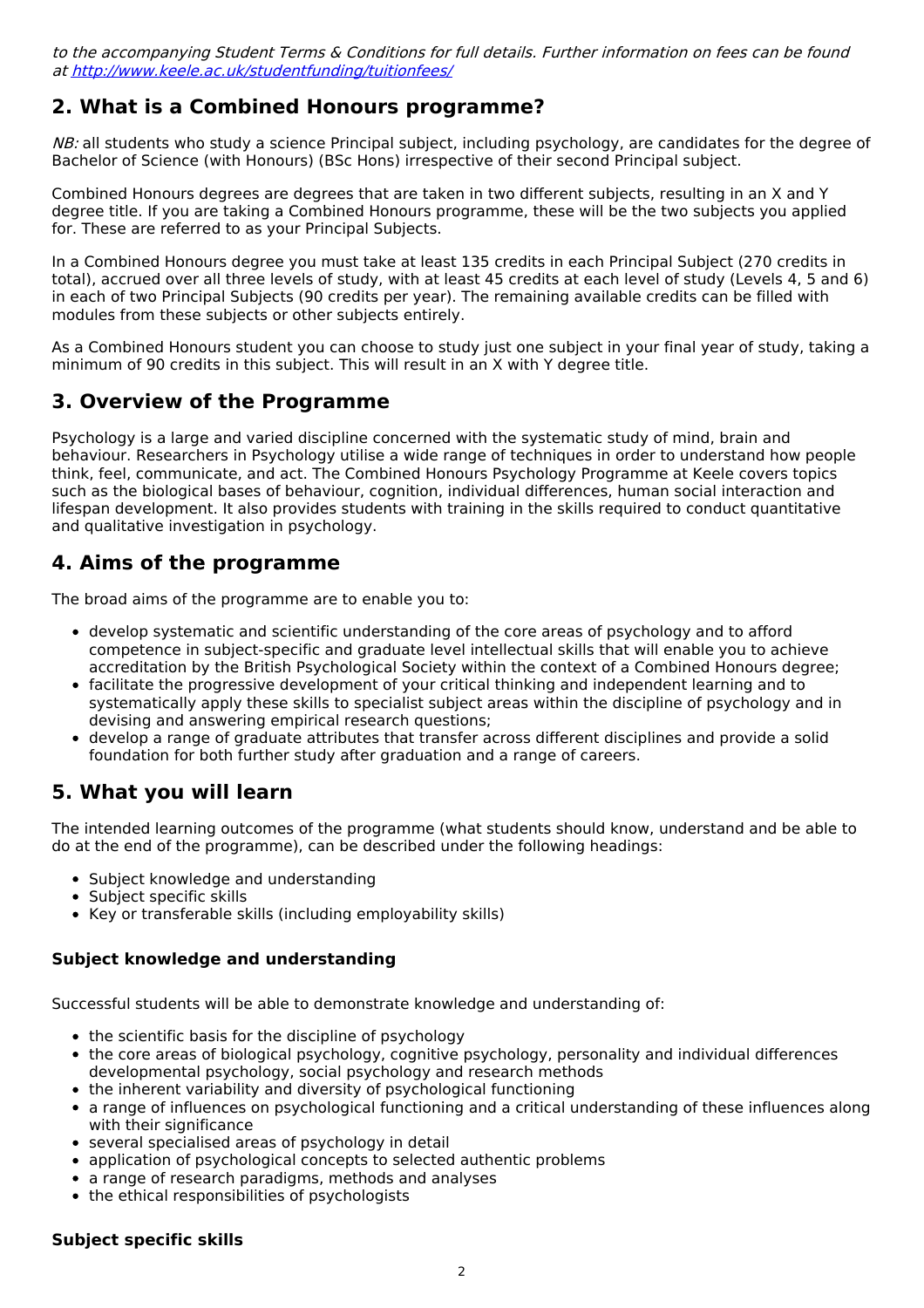*to the accompanying Student Terms & Conditions for full details. Further information on fees can be found at [http://www.keele.ac.uk/studentfunding/tuitionfees/](http://www.keele.ac.uk/studentfunding/tuitionfees/)*

## 2. What is a Combined Honours programme?

*NB:* all students who study a science Principal subject, including psychology, are candidates for the degree of Bachelor of Science (with Honours) (BSc Hons) irrespective of their second Principal subject.

Combined Honours degrees are degrees that are taken in two different subjects, resulting in an X and Y degree title. If you are taking a Combined Honours programme, these will be the two subjects you applied for. These are referred to as your Principal Subjects.

In a Combined Honours degree you must take at least 135 credits in each Principal Subject (270 credits in total), accrued over all three levels of study, with at least 45 credits at each level of study (Levels 4, 5 and 6) in each of two Principal Subjects (90 credits per year). The remaining available credits can be filled with modules from these subjects or other subjects entirely.

As a Combined Honours student you can choose to study just one subject in your final year of study, taking a minimum of 90 credits in this subject. This will result in an X with Y degree title.

## 3. Overview of the Programme

Psychology is a large and varied discipline concerned with the systematic study of mind, brain and behaviour. Researchers in Psychology utilise a wide range of techniques in order to understand how people think, feel, communicate, and act. The Combined Honours Psychology Programme at Keele covers topics such as the biological bases of behaviour, cognition, individual differences, human social interaction and lifespan development. It also provides students with training in the skills required to conduct quantitative and qualitative investigation in psychology.

## 4. Aims of the programme

The broad aims of the programme are to enable you to:

- develop systematic and scientific understanding of the core areas of psychology and to afford competence in subject-specific and graduate level intellectual skills that will enable you to achieve accreditation by the British Psychological Society within the context of a Combined Honours degree;
- facilitate the progressive development of your critical thinking and independent learning and to systematically apply these skills to specialist subject areas within the discipline of psychology and in devising and answering empirical research questions;
- develop a range of graduate attributes that transfer across different disciplines and provide a solid foundation for both further study after graduation and a range of careers.

## 5. What you will learn

The intended learning outcomes of the programme (what students should know, understand and be able to do at the end of the programme), can be described under the following headings:

- Subject knowledge and understanding
- Subject specific skills
- Key or transferable skills (including employability skills)

### Subject knowledge and understanding

Successful students will be able to demonstrate knowledge and understanding of:

- the scientific basis for the discipline of psychology
- the core areas of biological psychology, cognitive psychology, personality and individual differences developmental psychology, social psychology and research methods
- the inherent variability and diversity of psychological functioning
- a range of influences on psychological functioning and a critical understanding of these influences along with their significance
- several specialised areas of psychology in detail
- application of psychological concepts to selected authentic problems
- a range of research paradigms, methods and analyses
- the ethical responsibilities of psychologists

### Subject specific skills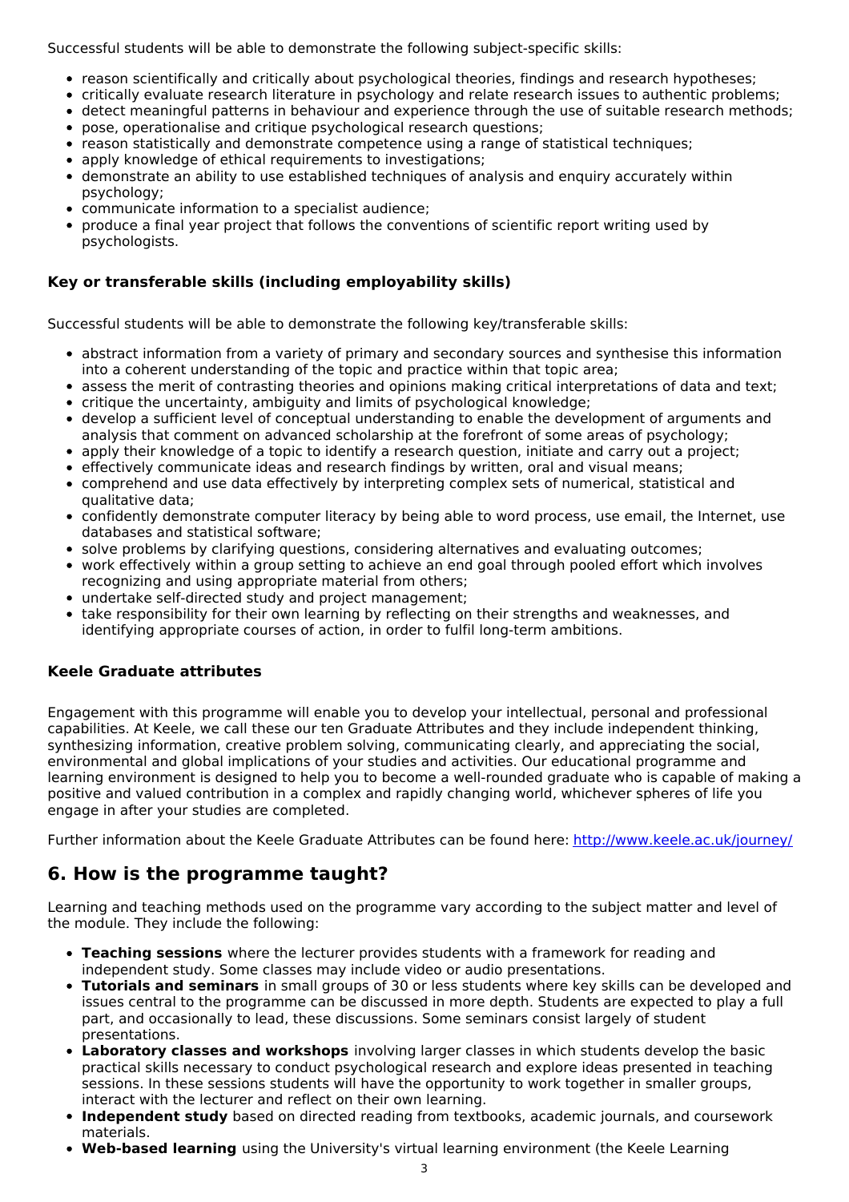Successful students will be able to demonstrate the following subject-specific skills:

- reason scientifically and critically about psychological theories, findings and research hypotheses;
- critically evaluate research literature in psychology and relate research issues to authentic problems;
- detect meaningful patterns in behaviour and experience through the use of suitable research methods;
- pose, operationalise and critique psychological research questions;
- reason statistically and demonstrate competence using a range of statistical techniques;
- apply knowledge of ethical requirements to investigations;
- demonstrate an ability to use established techniques of analysis and enquiry accurately within psychology;
- communicate information to a specialist audience;
- produce a final year project that follows the conventions of scientific report writing used by psychologists.

### Key or transferable skills (including employability skills)

Successful students will be able to demonstrate the following key/transferable skills:

- abstract information from a variety of primary and secondary sources and synthesise this information into a coherent understanding of the topic and practice within that topic area;
- assess the merit of contrasting theories and opinions making critical interpretations of data and text;
- critique the uncertainty, ambiguity and limits of psychological knowledge;
- develop a sufficient level of conceptual understanding to enable the development of arguments and analysis that comment on advanced scholarship at the forefront of some areas of psychology;
- apply their knowledge of a topic to identify a research question, initiate and carry out a project;
- effectively communicate ideas and research findings by written, oral and visual means;
- comprehend and use data effectively by interpreting complex sets of numerical, statistical and qualitative data;
- confidently demonstrate computer literacy by being able to word process, use email, the Internet, use databases and statistical software;
- solve problems by clarifying questions, considering alternatives and evaluating outcomes;
- work effectively within a group setting to achieve an end goal through pooled effort which involves recognizing and using appropriate material from others;
- undertake self-directed study and project management;
- take responsibility for their own learning by reflecting on their strengths and weaknesses, and identifying appropriate courses of action, in order to fulfil long-term ambitions.

### Keele Graduate attributes

Engagement with this programme will enable you to develop your intellectual, personal and professional capabilities. At Keele, we call these our ten Graduate Attributes and they include independent thinking, synthesizing information, creative problem solving, communicating clearly, and appreciating the social, environmental and global implications of your studies and activities. Our educational programme and learning environment is designed to help you to become a well-rounded graduate who is capable of making a positive and valued contribution in a complex and rapidly changing world, whichever spheres of life you engage in after your studies are completed.

Further information about the Keele Graduate Attributes can be found here: http://www.keele.ac.uk/journey/

## 6. How is the programme taught?

Learning and teaching methods used on the programme vary according to the subject matter and level of the module. They include the following:

- **Teaching sessions** where the lecturer provides students with a framework for reading and independent study. Some classes may include video or audio presentations.
- **Tutorials and seminars** in small groups of 30 or less students where key skills can be developed and issues central to the programme can be discussed in more depth. Students are expected to play a full part, and occasionally to lead, these discussions. Some seminars consist largely of student presentations.
- **Laboratory classes and workshops** involving larger classes in which students develop the basic practical skills necessary to conduct psychological research and explore ideas presented in teaching sessions. In these sessions students will have the opportunity to work together in smaller groups, interact with the lecturer and reflect on their own learning.
- **Independent study** based on directed reading from textbooks, academic journals, and coursework materials.
- **Web-based learning** using the University's virtual learning environment (the Keele Learning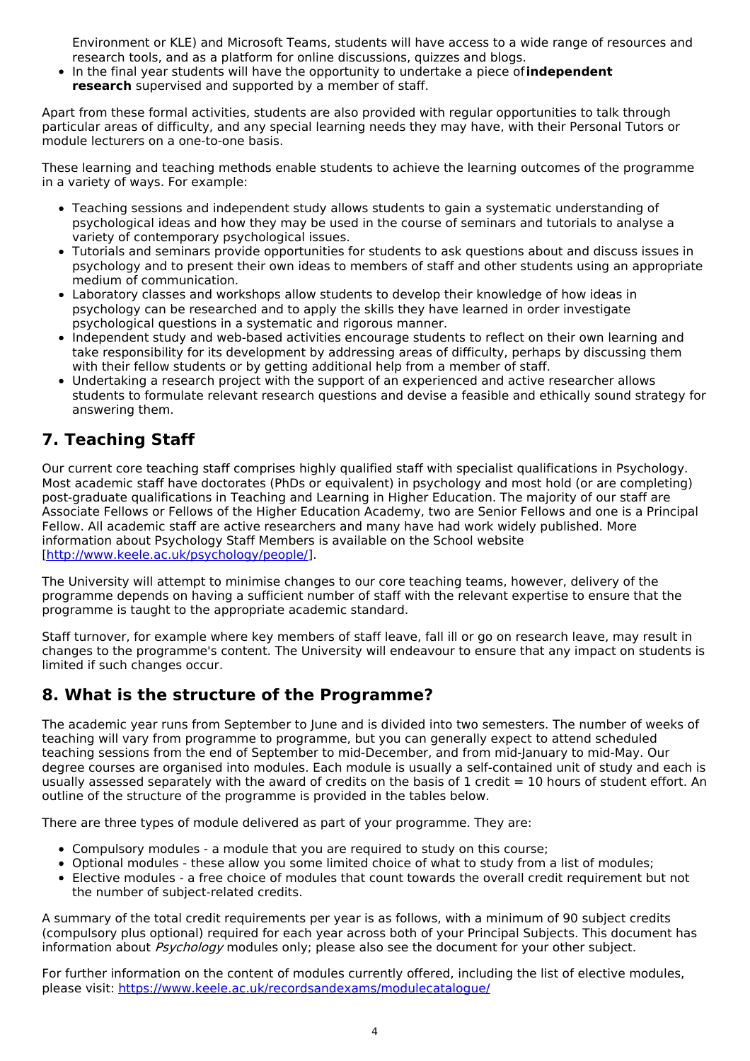Environment or KLE) and Microsoft Teams, students will have access to a wide range of resources and research tools, and as a platform for online discussions, quizzes and blogs.

- In the final year students will have the opportunity to undertake a piece of **independent research** supervised and supported by a member of staff.

Apart from these formal activities, students are also provided with regular opportunities to talk through particular areas of difficulty, and any special learning needs they may have, with their Personal Tutors or module lecturers on a one-to-one basis.

These learning and teaching methods enable students to achieve the learning outcomes of the programme in a variety of ways. For example:

- Teaching sessions and independent study allows students to gain a systematic understanding of psychological ideas and how they may be used in the course of seminars and tutorials to analyse a variety of contemporary psychological issues.
- Tutorials and seminars provide opportunities for students to ask questions about and discuss issues in psychology and to present their own ideas to members of staff and other students using an appropriate medium of communication.
- Laboratory classes and workshops allow students to develop their knowledge of how ideas in psychology can be researched and to apply the skills they have learned in order investigate psychological questions in a systematic and rigorous manner.
- Independent study and web-based activities encourage students to reflect on their own learning and take responsibility for its development by addressing areas of difficulty, perhaps by discussing them with their fellow students or by getting additional help from a member of staff.
- Undertaking a research project with the support of an experienced and active researcher allows students to formulate relevant research questions and devise a feasible and ethically sound strategy for answering them.

## 7. Teaching Staff

Our current core teaching staff comprises highly qualified staff with specialist qualifications in Psychology. Most academic staff have doctorates (PhDs or equivalent) in psychology and most hold (or are completing) post-graduate qualifications in Teaching and Learning in Higher Education. The majority of our staff are Associate Fellows or Fellows of the Higher Education Academy, two are Senior Fellows and one is a Principal Fellow. All academic staff are active researchers and many have had work widely published. More information about Psychology Staff Members is available on the School website [http://www.keele.ac.uk/psychology/people/].

The University will attempt to minimise changes to our core teaching teams, however, delivery of the programme depends on having a sufficient number of staff with the relevant expertise to ensure that the programme is taught to the appropriate academic standard.

Staff turnover, for example where key members of staff leave, fall ill or go on research leave, may result in changes to the programme's content. The University will endeavour to ensure that any impact on students is limited if such changes occur.

## 8. What is the structure of the Programme?

The academic year runs from September to June and is divided into two semesters. The number of weeks of teaching will vary from programme to programme, but you can generally expect to attend scheduled teaching sessions from the end of September to mid-December, and from mid-January to mid-May. Our degree courses are organised into modules. Each module is usually a self-contained unit of study and each is usually assessed separately with the award of credits on the basis of 1 credit = 10 hours of student effort. An outline of the structure of the programme is provided in the tables below.

There are three types of module delivered as part of your programme. They are:

- Compulsory modules - a module that you are required to study on this course;
- Optional modules - these allow you some limited choice of what to study from a list of modules;
- Elective modules - a free choice of modules that count towards the overall credit requirement but not the number of subject-related credits.

A summary of the total credit requirements per year is as follows, with a minimum of 90 subject credits (compulsory plus optional) required for each year across both of your Principal Subjects. This document has information about *Psychology* modules only; please also see the document for your other subject.

For further information on the content of modules currently offered, including the list of elective modules, please visit: https://www.keele.ac.uk/recordsandexams/modulecatalogue/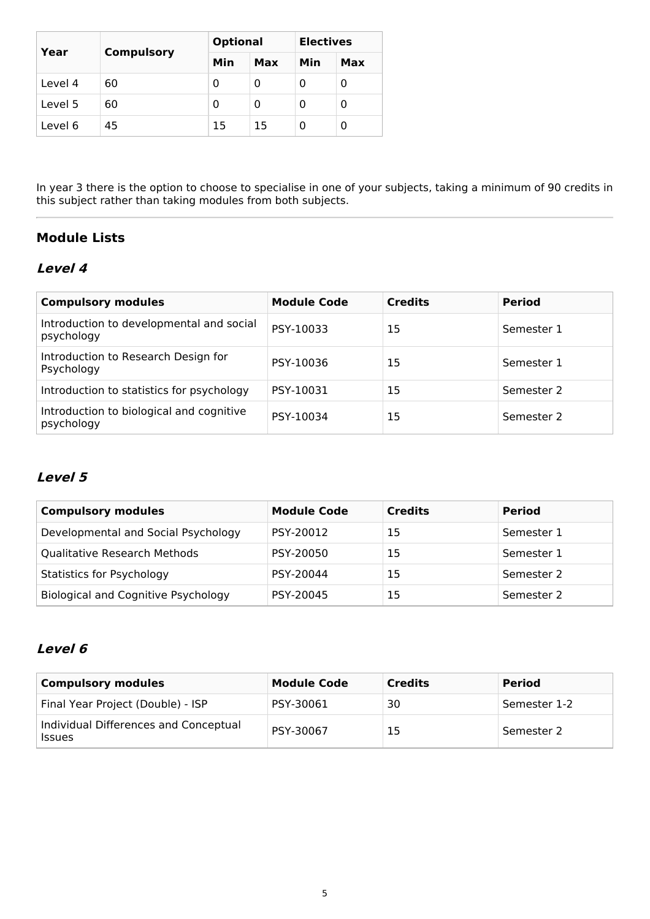| Year | Compulsory | Optional | | Electives | |
|---|---|---|---|---|---|
| | | Min | Max | Min | Max |
| Level 4 | 60 | 0 | 0 | 0 | 0 |
| Level 5 | 60 | 0 | 0 | 0 | 0 |
| Level 6 | 45 | 15 | 15 | 0 | 0 |

In year 3 there is the option to choose to specialise in one of your subjects, taking a minimum of 90 credits in this subject rather than taking modules from both subjects.

---

## Module Lists

### *Level 4*

| Compulsory modules | Module Code | Credits | Period |
|---|---|---|---|
| Introduction to developmental and social psychology | PSY-10033 | 15 | Semester 1 |
| Introduction to Research Design for Psychology | PSY-10036 | 15 | Semester 1 |
| Introduction to statistics for psychology | PSY-10031 | 15 | Semester 2 |
| Introduction to biological and cognitive psychology | PSY-10034 | 15 | Semester 2 |

### *Level 5*

| Compulsory modules | Module Code | Credits | Period |
|---|---|---|---|
| Developmental and Social Psychology | PSY-20012 | 15 | Semester 1 |
| Qualitative Research Methods | PSY-20050 | 15 | Semester 1 |
| Statistics for Psychology | PSY-20044 | 15 | Semester 2 |
| Biological and Cognitive Psychology | PSY-20045 | 15 | Semester 2 |

### *Level 6*

| Compulsory modules | Module Code | Credits | Period |
|---|---|---|---|
| Final Year Project (Double) - ISP | PSY-30061 | 30 | Semester 1-2 |
| Individual Differences and Conceptual Issues | PSY-30067 | 15 | Semester 2 |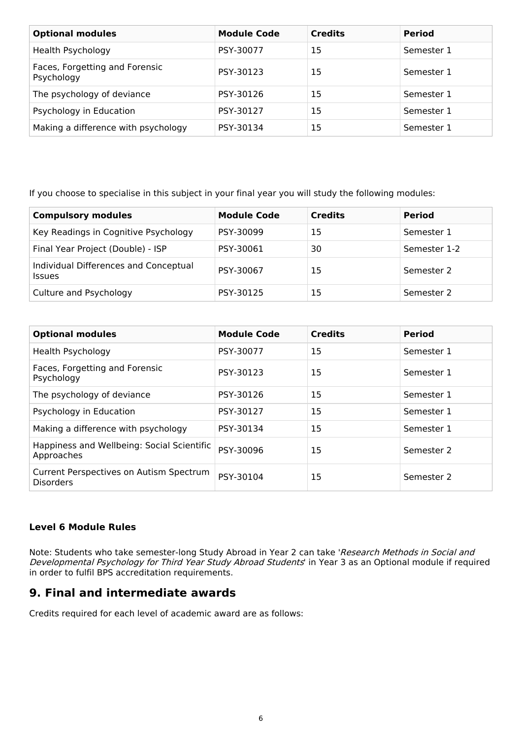| Optional modules | Module Code | Credits | Period |
|---|---|---|---|
| Health Psychology | PSY-30077 | 15 | Semester 1 |
| Faces, Forgetting and Forensic Psychology | PSY-30123 | 15 | Semester 1 |
| The psychology of deviance | PSY-30126 | 15 | Semester 1 |
| Psychology in Education | PSY-30127 | 15 | Semester 1 |
| Making a difference with psychology | PSY-30134 | 15 | Semester 1 |

If you choose to specialise in this subject in your final year you will study the following modules:

| Compulsory modules | Module Code | Credits | Period |
|---|---|---|---|
| Key Readings in Cognitive Psychology | PSY-30099 | 15 | Semester 1 |
| Final Year Project (Double) - ISP | PSY-30061 | 30 | Semester 1-2 |
| Individual Differences and Conceptual Issues | PSY-30067 | 15 | Semester 2 |
| Culture and Psychology | PSY-30125 | 15 | Semester 2 |

| Optional modules | Module Code | Credits | Period |
|---|---|---|---|
| Health Psychology | PSY-30077 | 15 | Semester 1 |
| Faces, Forgetting and Forensic Psychology | PSY-30123 | 15 | Semester 1 |
| The psychology of deviance | PSY-30126 | 15 | Semester 1 |
| Psychology in Education | PSY-30127 | 15 | Semester 1 |
| Making a difference with psychology | PSY-30134 | 15 | Semester 1 |
| Happiness and Wellbeing: Social Scientific Approaches | PSY-30096 | 15 | Semester 2 |
| Current Perspectives on Autism Spectrum Disorders | PSY-30104 | 15 | Semester 2 |

**Level 6 Module Rules**

Note: Students who take semester-long Study Abroad in Year 2 can take '*Research Methods in Social and Developmental Psychology for Third Year Study Abroad Students*' in Year 3 as an Optional module if required in order to fulfil BPS accreditation requirements.

## 9. Final and intermediate awards

Credits required for each level of academic award are as follows: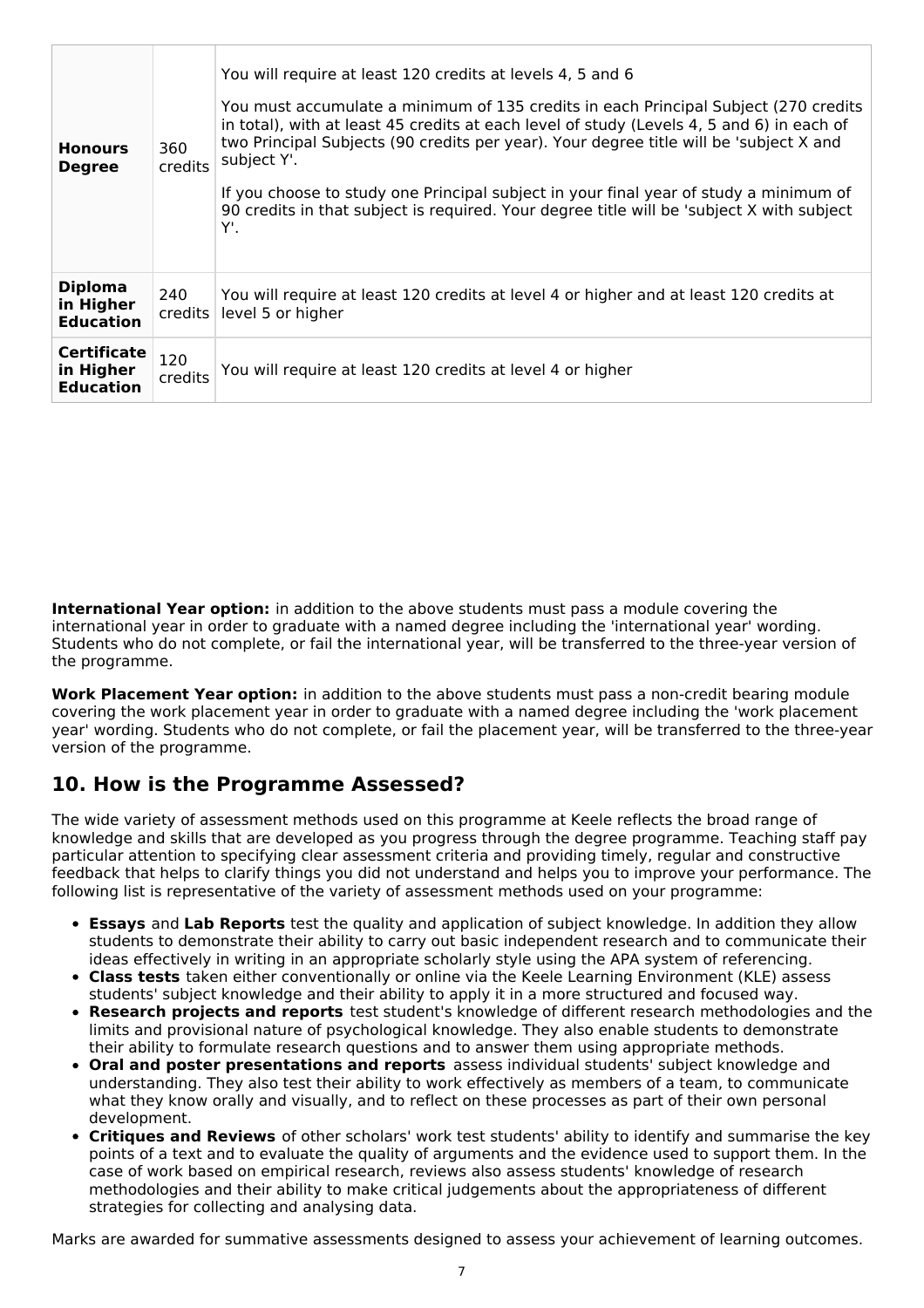| | | |
|---|---|---|
| **Honours Degree** | 360 credits | You will require at least 120 credits at levels 4, 5 and 6<br><br>You must accumulate a minimum of 135 credits in each Principal Subject (270 credits in total), with at least 45 credits at each level of study (Levels 4, 5 and 6) in each of two Principal Subjects (90 credits per year). Your degree title will be 'subject X and subject Y'.<br><br>If you choose to study one Principal subject in your final year of study a minimum of 90 credits in that subject is required. Your degree title will be 'subject X with subject Y'. |
| **Diploma in Higher Education** | 240 credits | You will require at least 120 credits at level 4 or higher and at least 120 credits at level 5 or higher |
| **Certificate in Higher Education** | 120 credits | You will require at least 120 credits at level 4 or higher |

**International Year option:** in addition to the above students must pass a module covering the international year in order to graduate with a named degree including the 'international year' wording. Students who do not complete, or fail the international year, will be transferred to the three-year version of the programme.

**Work Placement Year option:** in addition to the above students must pass a non-credit bearing module covering the work placement year in order to graduate with a named degree including the 'work placement year' wording. Students who do not complete, or fail the placement year, will be transferred to the three-year version of the programme.

## 10. How is the Programme Assessed?

The wide variety of assessment methods used on this programme at Keele reflects the broad range of knowledge and skills that are developed as you progress through the degree programme. Teaching staff pay particular attention to specifying clear assessment criteria and providing timely, regular and constructive feedback that helps to clarify things you did not understand and helps you to improve your performance. The following list is representative of the variety of assessment methods used on your programme:

- **Essays** and **Lab Reports** test the quality and application of subject knowledge. In addition they allow students to demonstrate their ability to carry out basic independent research and to communicate their ideas effectively in writing in an appropriate scholarly style using the APA system of referencing.
- **Class tests** taken either conventionally or online via the Keele Learning Environment (KLE) assess students' subject knowledge and their ability to apply it in a more structured and focused way.
- **Research projects and reports** test student's knowledge of different research methodologies and the limits and provisional nature of psychological knowledge. They also enable students to demonstrate their ability to formulate research questions and to answer them using appropriate methods.
- **Oral and poster presentations and reports** assess individual students' subject knowledge and understanding. They also test their ability to work effectively as members of a team, to communicate what they know orally and visually, and to reflect on these processes as part of their own personal development.
- **Critiques and Reviews** of other scholars' work test students' ability to identify and summarise the key points of a text and to evaluate the quality of arguments and the evidence used to support them. In the case of work based on empirical research, reviews also assess students' knowledge of research methodologies and their ability to make critical judgements about the appropriateness of different strategies for collecting and analysing data.

Marks are awarded for summative assessments designed to assess your achievement of learning outcomes.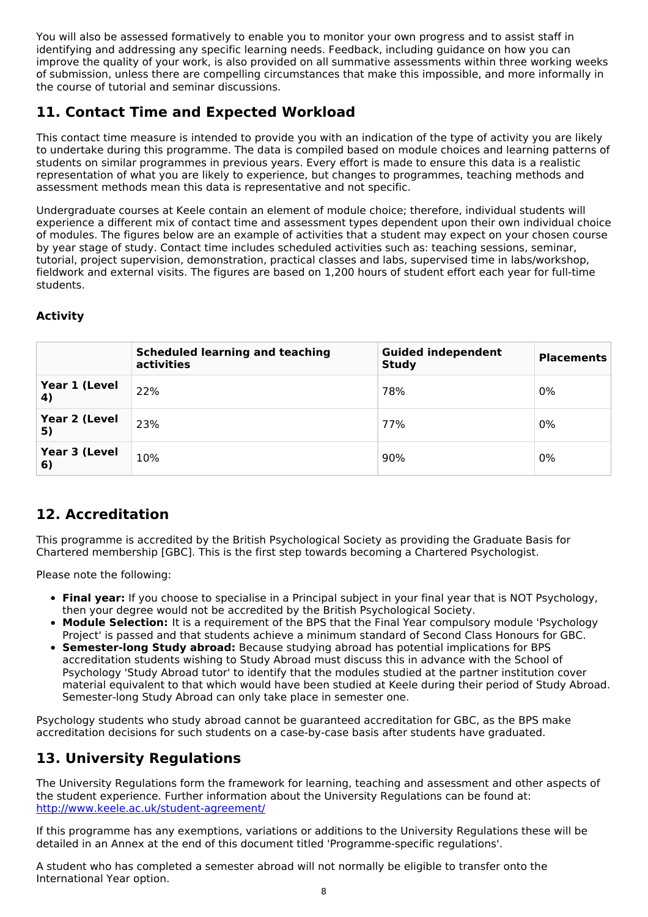You will also be assessed formatively to enable you to monitor your own progress and to assist staff in identifying and addressing any specific learning needs. Feedback, including guidance on how you can improve the quality of your work, is also provided on all summative assessments within three working weeks of submission, unless there are compelling circumstances that make this impossible, and more informally in the course of tutorial and seminar discussions.

## 11. Contact Time and Expected Workload

This contact time measure is intended to provide you with an indication of the type of activity you are likely to undertake during this programme. The data is compiled based on module choices and learning patterns of students on similar programmes in previous years. Every effort is made to ensure this data is a realistic representation of what you are likely to experience, but changes to programmes, teaching methods and assessment methods mean this data is representative and not specific.

Undergraduate courses at Keele contain an element of module choice; therefore, individual students will experience a different mix of contact time and assessment types dependent upon their own individual choice of modules. The figures below are an example of activities that a student may expect on your chosen course by year stage of study. Contact time includes scheduled activities such as: teaching sessions, seminar, tutorial, project supervision, demonstration, practical classes and labs, supervised time in labs/workshop, fieldwork and external visits. The figures are based on 1,200 hours of student effort each year for full-time students.

**Activity**

| | Scheduled learning and teaching activities | Guided independent Study | Placements |
|---|---|---|---|
| **Year 1 (Level 4)** | 22% | 78% | 0% |
| **Year 2 (Level 5)** | 23% | 77% | 0% |
| **Year 3 (Level 6)** | 10% | 90% | 0% |

## 12. Accreditation

This programme is accredited by the British Psychological Society as providing the Graduate Basis for Chartered membership [GBC]. This is the first step towards becoming a Chartered Psychologist.

Please note the following:

- **Final year:** If you choose to specialise in a Principal subject in your final year that is NOT Psychology, then your degree would not be accredited by the British Psychological Society.
- **Module Selection:** It is a requirement of the BPS that the Final Year compulsory module 'Psychology Project' is passed and that students achieve a minimum standard of Second Class Honours for GBC.
- **Semester-long Study abroad:** Because studying abroad has potential implications for BPS accreditation students wishing to Study Abroad must discuss this in advance with the School of Psychology 'Study Abroad tutor' to identify that the modules studied at the partner institution cover material equivalent to that which would have been studied at Keele during their period of Study Abroad. Semester-long Study Abroad can only take place in semester one.

Psychology students who study abroad cannot be guaranteed accreditation for GBC, as the BPS make accreditation decisions for such students on a case-by-case basis after students have graduated.

## 13. University Regulations

The University Regulations form the framework for learning, teaching and assessment and other aspects of the student experience. Further information about the University Regulations can be found at: http://www.keele.ac.uk/student-agreement/

If this programme has any exemptions, variations or additions to the University Regulations these will be detailed in an Annex at the end of this document titled 'Programme-specific regulations'.

A student who has completed a semester abroad will not normally be eligible to transfer onto the International Year option.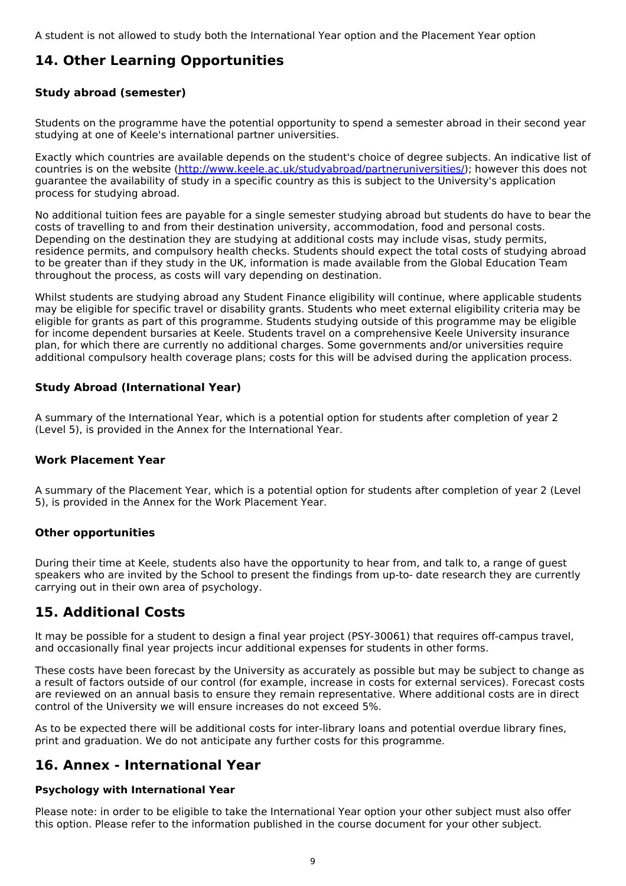A student is not allowed to study both the International Year option and the Placement Year option

## 14. Other Learning Opportunities

### Study abroad (semester)

Students on the programme have the potential opportunity to spend a semester abroad in their second year studying at one of Keele's international partner universities.

Exactly which countries are available depends on the student's choice of degree subjects. An indicative list of countries is on the website ([http://www.keele.ac.uk/studyabroad/partneruniversities/](http://www.keele.ac.uk/studyabroad/partneruniversities/)); however this does not guarantee the availability of study in a specific country as this is subject to the University's application process for studying abroad.

No additional tuition fees are payable for a single semester studying abroad but students do have to bear the costs of travelling to and from their destination university, accommodation, food and personal costs. Depending on the destination they are studying at additional costs may include visas, study permits, residence permits, and compulsory health checks. Students should expect the total costs of studying abroad to be greater than if they study in the UK, information is made available from the Global Education Team throughout the process, as costs will vary depending on destination.

Whilst students are studying abroad any Student Finance eligibility will continue, where applicable students may be eligible for specific travel or disability grants. Students who meet external eligibility criteria may be eligible for grants as part of this programme. Students studying outside of this programme may be eligible for income dependent bursaries at Keele. Students travel on a comprehensive Keele University insurance plan, for which there are currently no additional charges. Some governments and/or universities require additional compulsory health coverage plans; costs for this will be advised during the application process.

### Study Abroad (International Year)

A summary of the International Year, which is a potential option for students after completion of year 2 (Level 5), is provided in the Annex for the International Year.

### Work Placement Year

A summary of the Placement Year, which is a potential option for students after completion of year 2 (Level 5), is provided in the Annex for the Work Placement Year.

### Other opportunities

During their time at Keele, students also have the opportunity to hear from, and talk to, a range of guest speakers who are invited by the School to present the findings from up-to- date research they are currently carrying out in their own area of psychology.

## 15. Additional Costs

It may be possible for a student to design a final year project (PSY-30061) that requires off-campus travel, and occasionally final year projects incur additional expenses for students in other forms.

These costs have been forecast by the University as accurately as possible but may be subject to change as a result of factors outside of our control (for example, increase in costs for external services). Forecast costs are reviewed on an annual basis to ensure they remain representative. Where additional costs are in direct control of the University we will ensure increases do not exceed 5%.

As to be expected there will be additional costs for inter-library loans and potential overdue library fines, print and graduation. We do not anticipate any further costs for this programme.

## 16. Annex - International Year

### Psychology with International Year

Please note: in order to be eligible to take the International Year option your other subject must also offer this option. Please refer to the information published in the course document for your other subject.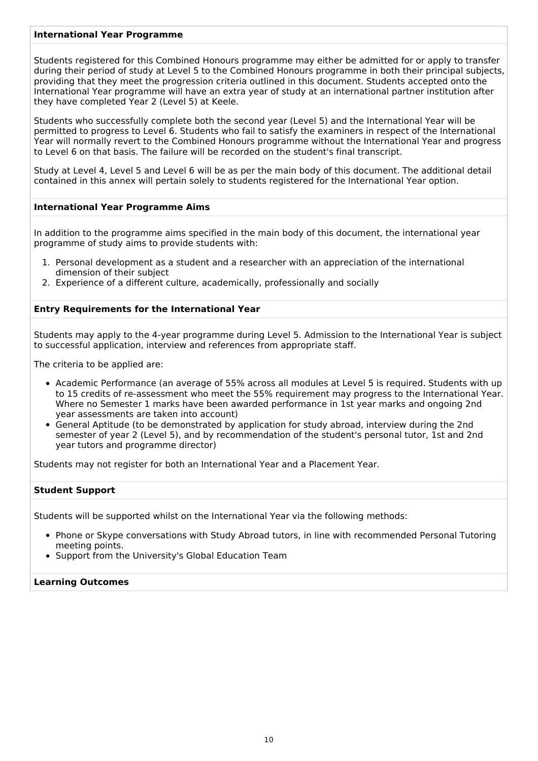### International Year Programme

Students registered for this Combined Honours programme may either be admitted for or apply to transfer during their period of study at Level 5 to the Combined Honours programme in both their principal subjects, providing that they meet the progression criteria outlined in this document. Students accepted onto the International Year programme will have an extra year of study at an international partner institution after they have completed Year 2 (Level 5) at Keele.

Students who successfully complete both the second year (Level 5) and the International Year will be permitted to progress to Level 6. Students who fail to satisfy the examiners in respect of the International Year will normally revert to the Combined Honours programme without the International Year and progress to Level 6 on that basis. The failure will be recorded on the student's final transcript.

Study at Level 4, Level 5 and Level 6 will be as per the main body of this document. The additional detail contained in this annex will pertain solely to students registered for the International Year option.

### International Year Programme Aims

In addition to the programme aims specified in the main body of this document, the international year programme of study aims to provide students with:

1. Personal development as a student and a researcher with an appreciation of the international dimension of their subject
2. Experience of a different culture, academically, professionally and socially

### Entry Requirements for the International Year

Students may apply to the 4-year programme during Level 5. Admission to the International Year is subject to successful application, interview and references from appropriate staff.

The criteria to be applied are:

- Academic Performance (an average of 55% across all modules at Level 5 is required. Students with up to 15 credits of re-assessment who meet the 55% requirement may progress to the International Year. Where no Semester 1 marks have been awarded performance in 1st year marks and ongoing 2nd year assessments are taken into account)
- General Aptitude (to be demonstrated by application for study abroad, interview during the 2nd semester of year 2 (Level 5), and by recommendation of the student's personal tutor, 1st and 2nd year tutors and programme director)

Students may not register for both an International Year and a Placement Year.

### Student Support

Students will be supported whilst on the International Year via the following methods:

- Phone or Skype conversations with Study Abroad tutors, in line with recommended Personal Tutoring meeting points.
- Support from the University's Global Education Team

### Learning Outcomes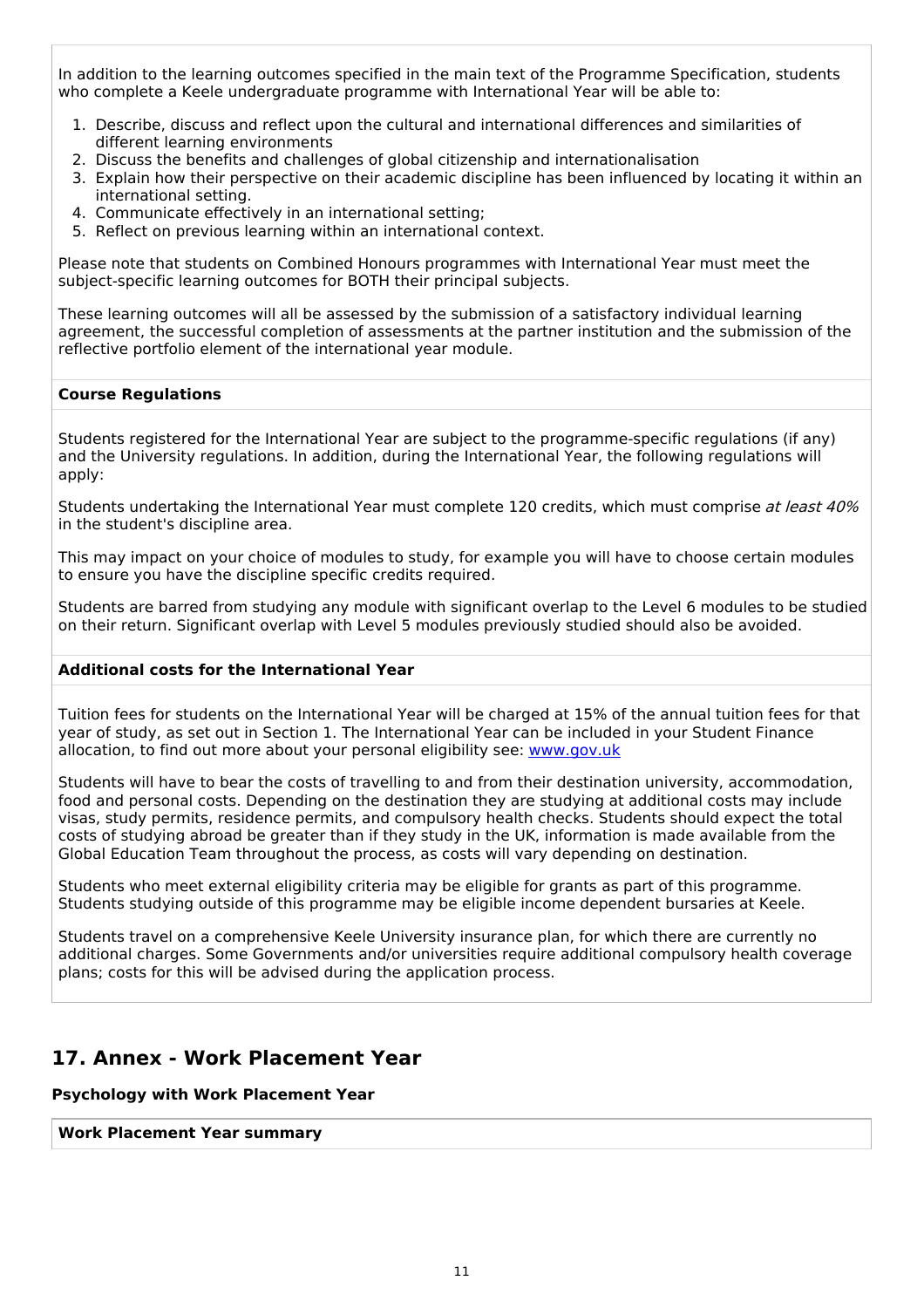In addition to the learning outcomes specified in the main text of the Programme Specification, students who complete a Keele undergraduate programme with International Year will be able to:

1. Describe, discuss and reflect upon the cultural and international differences and similarities of different learning environments
2. Discuss the benefits and challenges of global citizenship and internationalisation
3. Explain how their perspective on their academic discipline has been influenced by locating it within an international setting.
4. Communicate effectively in an international setting;
5. Reflect on previous learning within an international context.

Please note that students on Combined Honours programmes with International Year must meet the subject-specific learning outcomes for BOTH their principal subjects.

These learning outcomes will all be assessed by the submission of a satisfactory individual learning agreement, the successful completion of assessments at the partner institution and the submission of the reflective portfolio element of the international year module.

**Course Regulations**

Students registered for the International Year are subject to the programme-specific regulations (if any) and the University regulations. In addition, during the International Year, the following regulations will apply:

Students undertaking the International Year must complete 120 credits, which must comprise *at least 40%* in the student's discipline area.

This may impact on your choice of modules to study, for example you will have to choose certain modules to ensure you have the discipline specific credits required.

Students are barred from studying any module with significant overlap to the Level 6 modules to be studied on their return. Significant overlap with Level 5 modules previously studied should also be avoided.

**Additional costs for the International Year**

Tuition fees for students on the International Year will be charged at 15% of the annual tuition fees for that year of study, as set out in Section 1. The International Year can be included in your Student Finance allocation, to find out more about your personal eligibility see: [www.gov.uk](www.gov.uk)

Students will have to bear the costs of travelling to and from their destination university, accommodation, food and personal costs. Depending on the destination they are studying at additional costs may include visas, study permits, residence permits, and compulsory health checks. Students should expect the total costs of studying abroad be greater than if they study in the UK, information is made available from the Global Education Team throughout the process, as costs will vary depending on destination.

Students who meet external eligibility criteria may be eligible for grants as part of this programme. Students studying outside of this programme may be eligible income dependent bursaries at Keele.

Students travel on a comprehensive Keele University insurance plan, for which there are currently no additional charges. Some Governments and/or universities require additional compulsory health coverage plans; costs for this will be advised during the application process.

## 17. Annex - Work Placement Year

**Psychology with Work Placement Year**

**Work Placement Year summary**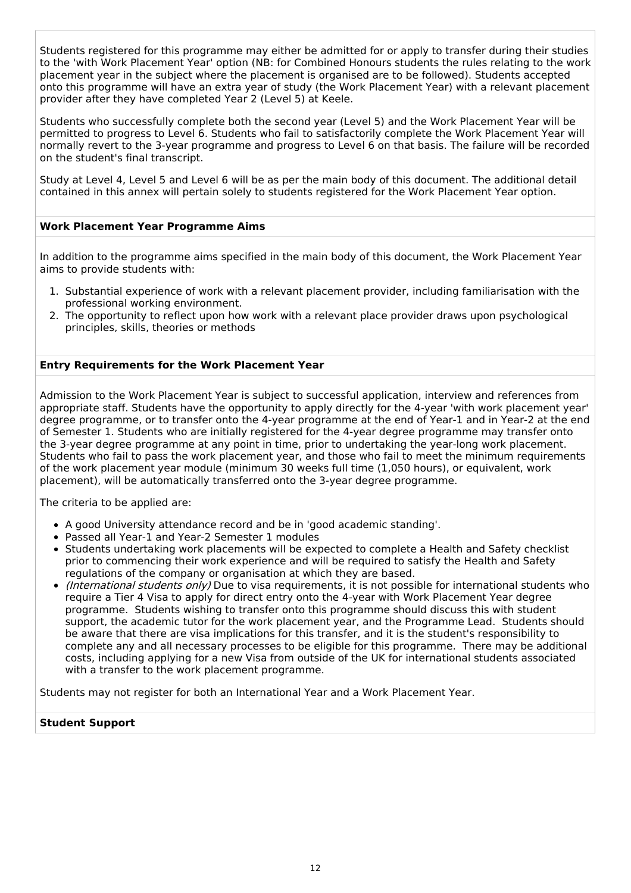Students registered for this programme may either be admitted for or apply to transfer during their studies to the 'with Work Placement Year' option (NB: for Combined Honours students the rules relating to the work placement year in the subject where the placement is organised are to be followed). Students accepted onto this programme will have an extra year of study (the Work Placement Year) with a relevant placement provider after they have completed Year 2 (Level 5) at Keele.

Students who successfully complete both the second year (Level 5) and the Work Placement Year will be permitted to progress to Level 6. Students who fail to satisfactorily complete the Work Placement Year will normally revert to the 3-year programme and progress to Level 6 on that basis. The failure will be recorded on the student's final transcript.

Study at Level 4, Level 5 and Level 6 will be as per the main body of this document. The additional detail contained in this annex will pertain solely to students registered for the Work Placement Year option.

**Work Placement Year Programme Aims**

In addition to the programme aims specified in the main body of this document, the Work Placement Year aims to provide students with:

1. Substantial experience of work with a relevant placement provider, including familiarisation with the professional working environment.
2. The opportunity to reflect upon how work with a relevant place provider draws upon psychological principles, skills, theories or methods

**Entry Requirements for the Work Placement Year**

Admission to the Work Placement Year is subject to successful application, interview and references from appropriate staff. Students have the opportunity to apply directly for the 4-year 'with work placement year' degree programme, or to transfer onto the 4-year programme at the end of Year-1 and in Year-2 at the end of Semester 1. Students who are initially registered for the 4-year degree programme may transfer onto the 3-year degree programme at any point in time, prior to undertaking the year-long work placement. Students who fail to pass the work placement year, and those who fail to meet the minimum requirements of the work placement year module (minimum 30 weeks full time (1,050 hours), or equivalent, work placement), will be automatically transferred onto the 3-year degree programme.

The criteria to be applied are:

- A good University attendance record and be in 'good academic standing'.
- Passed all Year-1 and Year-2 Semester 1 modules
- Students undertaking work placements will be expected to complete a Health and Safety checklist prior to commencing their work experience and will be required to satisfy the Health and Safety regulations of the company or organisation at which they are based.
- *(International students only)* Due to visa requirements, it is not possible for international students who require a Tier 4 Visa to apply for direct entry onto the 4-year with Work Placement Year degree programme. Students wishing to transfer onto this programme should discuss this with student support, the academic tutor for the work placement year, and the Programme Lead. Students should be aware that there are visa implications for this transfer, and it is the student's responsibility to complete any and all necessary processes to be eligible for this programme. There may be additional costs, including applying for a new Visa from outside of the UK for international students associated with a transfer to the work placement programme.

Students may not register for both an International Year and a Work Placement Year.

**Student Support**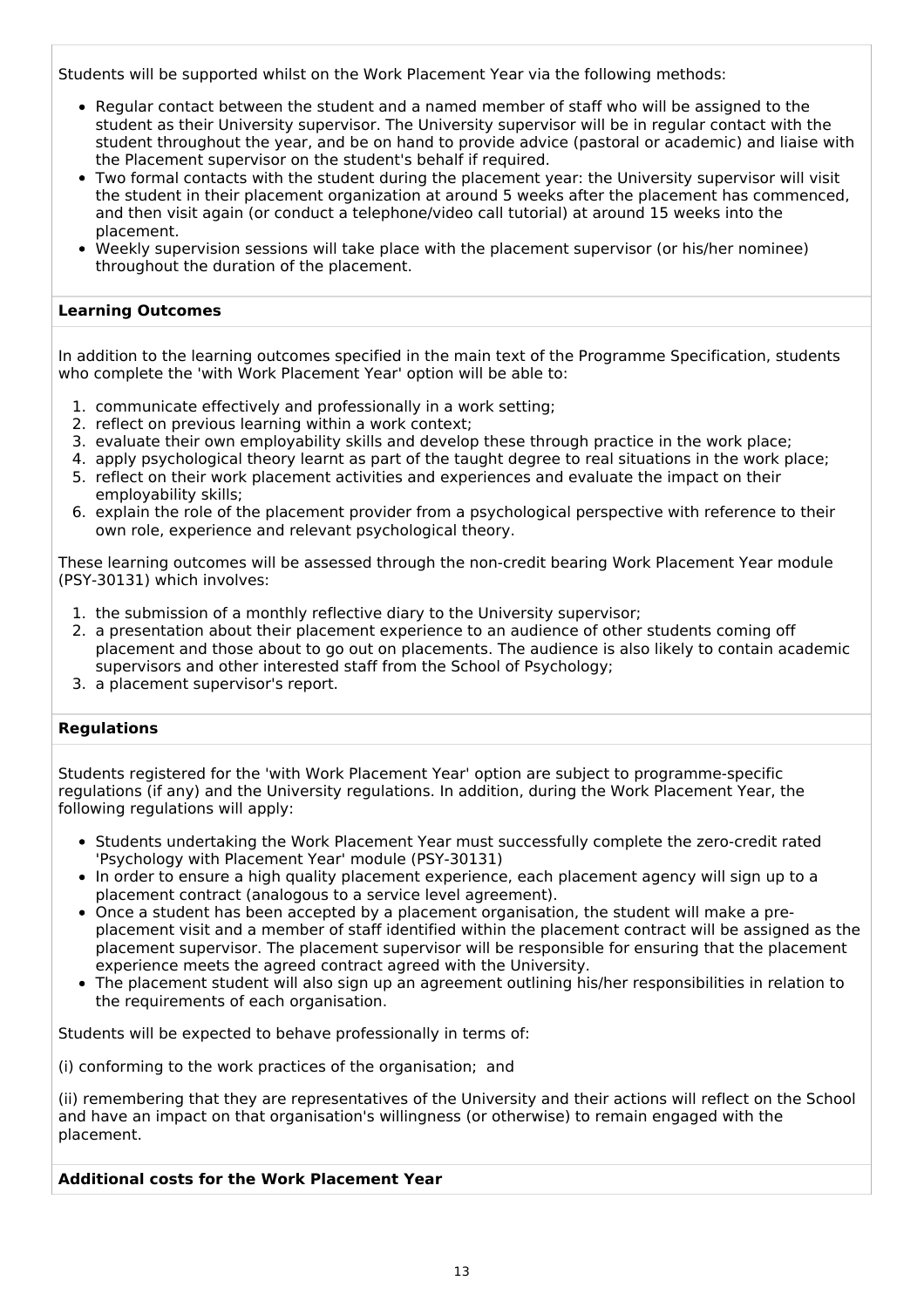Students will be supported whilst on the Work Placement Year via the following methods:

- Regular contact between the student and a named member of staff who will be assigned to the student as their University supervisor. The University supervisor will be in regular contact with the student throughout the year, and be on hand to provide advice (pastoral or academic) and liaise with the Placement supervisor on the student's behalf if required.
- Two formal contacts with the student during the placement year: the University supervisor will visit the student in their placement organization at around 5 weeks after the placement has commenced, and then visit again (or conduct a telephone/video call tutorial) at around 15 weeks into the placement.
- Weekly supervision sessions will take place with the placement supervisor (or his/her nominee) throughout the duration of the placement.

**Learning Outcomes**

In addition to the learning outcomes specified in the main text of the Programme Specification, students who complete the 'with Work Placement Year' option will be able to:

1. communicate effectively and professionally in a work setting;
2. reflect on previous learning within a work context;
3. evaluate their own employability skills and develop these through practice in the work place;
4. apply psychological theory learnt as part of the taught degree to real situations in the work place;
5. reflect on their work placement activities and experiences and evaluate the impact on their employability skills;
6. explain the role of the placement provider from a psychological perspective with reference to their own role, experience and relevant psychological theory.

These learning outcomes will be assessed through the non-credit bearing Work Placement Year module (PSY-30131) which involves:

1. the submission of a monthly reflective diary to the University supervisor;
2. a presentation about their placement experience to an audience of other students coming off placement and those about to go out on placements. The audience is also likely to contain academic supervisors and other interested staff from the School of Psychology;
3. a placement supervisor's report.

**Regulations**

Students registered for the 'with Work Placement Year' option are subject to programme-specific regulations (if any) and the University regulations. In addition, during the Work Placement Year, the following regulations will apply:

- Students undertaking the Work Placement Year must successfully complete the zero-credit rated 'Psychology with Placement Year' module (PSY-30131)
- In order to ensure a high quality placement experience, each placement agency will sign up to a placement contract (analogous to a service level agreement).
- Once a student has been accepted by a placement organisation, the student will make a pre-placement visit and a member of staff identified within the placement contract will be assigned as the placement supervisor. The placement supervisor will be responsible for ensuring that the placement experience meets the agreed contract agreed with the University.
- The placement student will also sign up an agreement outlining his/her responsibilities in relation to the requirements of each organisation.

Students will be expected to behave professionally in terms of:

(i) conforming to the work practices of the organisation; and

(ii) remembering that they are representatives of the University and their actions will reflect on the School and have an impact on that organisation's willingness (or otherwise) to remain engaged with the placement.

**Additional costs for the Work Placement Year**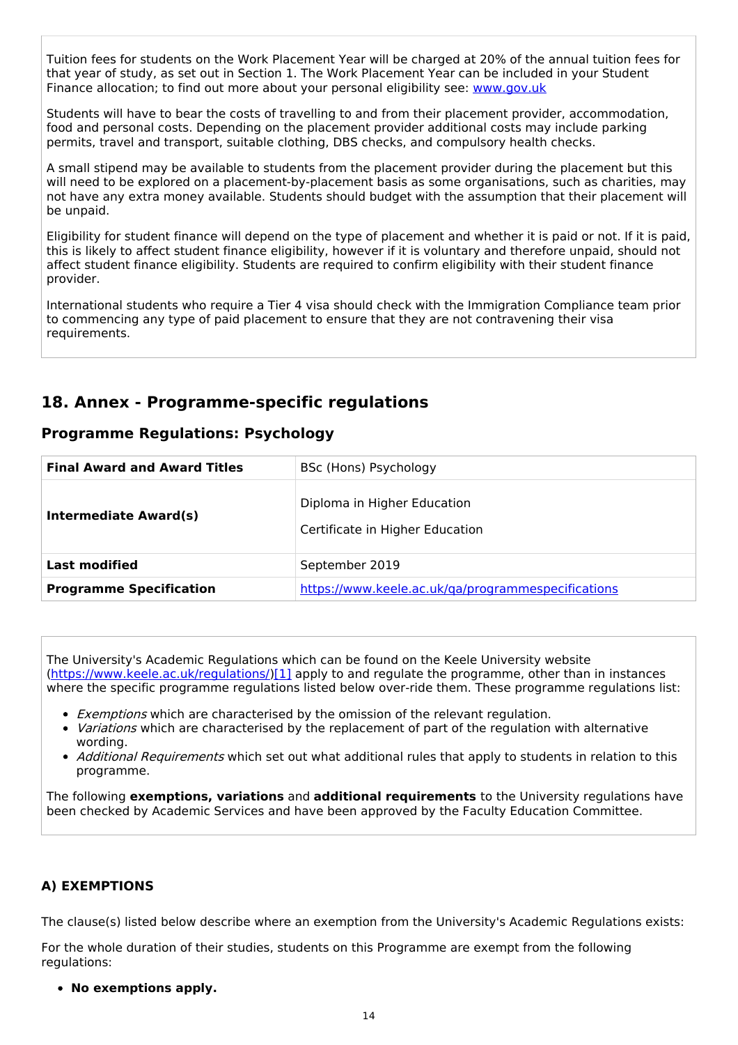Tuition fees for students on the Work Placement Year will be charged at 20% of the annual tuition fees for that year of study, as set out in Section 1. The Work Placement Year can be included in your Student Finance allocation; to find out more about your personal eligibility see: [www.gov.uk](www.gov.uk)

Students will have to bear the costs of travelling to and from their placement provider, accommodation, food and personal costs. Depending on the placement provider additional costs may include parking permits, travel and transport, suitable clothing, DBS checks, and compulsory health checks.

A small stipend may be available to students from the placement provider during the placement but this will need to be explored on a placement-by-placement basis as some organisations, such as charities, may not have any extra money available. Students should budget with the assumption that their placement will be unpaid.

Eligibility for student finance will depend on the type of placement and whether it is paid or not. If it is paid, this is likely to affect student finance eligibility, however if it is voluntary and therefore unpaid, should not affect student finance eligibility. Students are required to confirm eligibility with their student finance provider.

International students who require a Tier 4 visa should check with the Immigration Compliance team prior to commencing any type of paid placement to ensure that they are not contravening their visa requirements.

## 18. Annex - Programme-specific regulations

### Programme Regulations: Psychology

| **Final Award and Award Titles** | BSc (Hons) Psychology |
|---|---|
| **Intermediate Award(s)** | Diploma in Higher Education<br>Certificate in Higher Education |
| **Last modified** | September 2019 |
| **Programme Specification** | https://www.keele.ac.uk/qa/programmespecifications |

The University's Academic Regulations which can be found on the Keele University website (https://www.keele.ac.uk/regulations/)[1] apply to and regulate the programme, other than in instances where the specific programme regulations listed below over-ride them. These programme regulations list:

- *Exemptions* which are characterised by the omission of the relevant regulation.
- *Variations* which are characterised by the replacement of part of the regulation with alternative wording.
- *Additional Requirements* which set out what additional rules that apply to students in relation to this programme.

The following **exemptions, variations** and **additional requirements** to the University regulations have been checked by Academic Services and have been approved by the Faculty Education Committee.

### A) EXEMPTIONS

The clause(s) listed below describe where an exemption from the University's Academic Regulations exists:

For the whole duration of their studies, students on this Programme are exempt from the following regulations:

- **No exemptions apply.**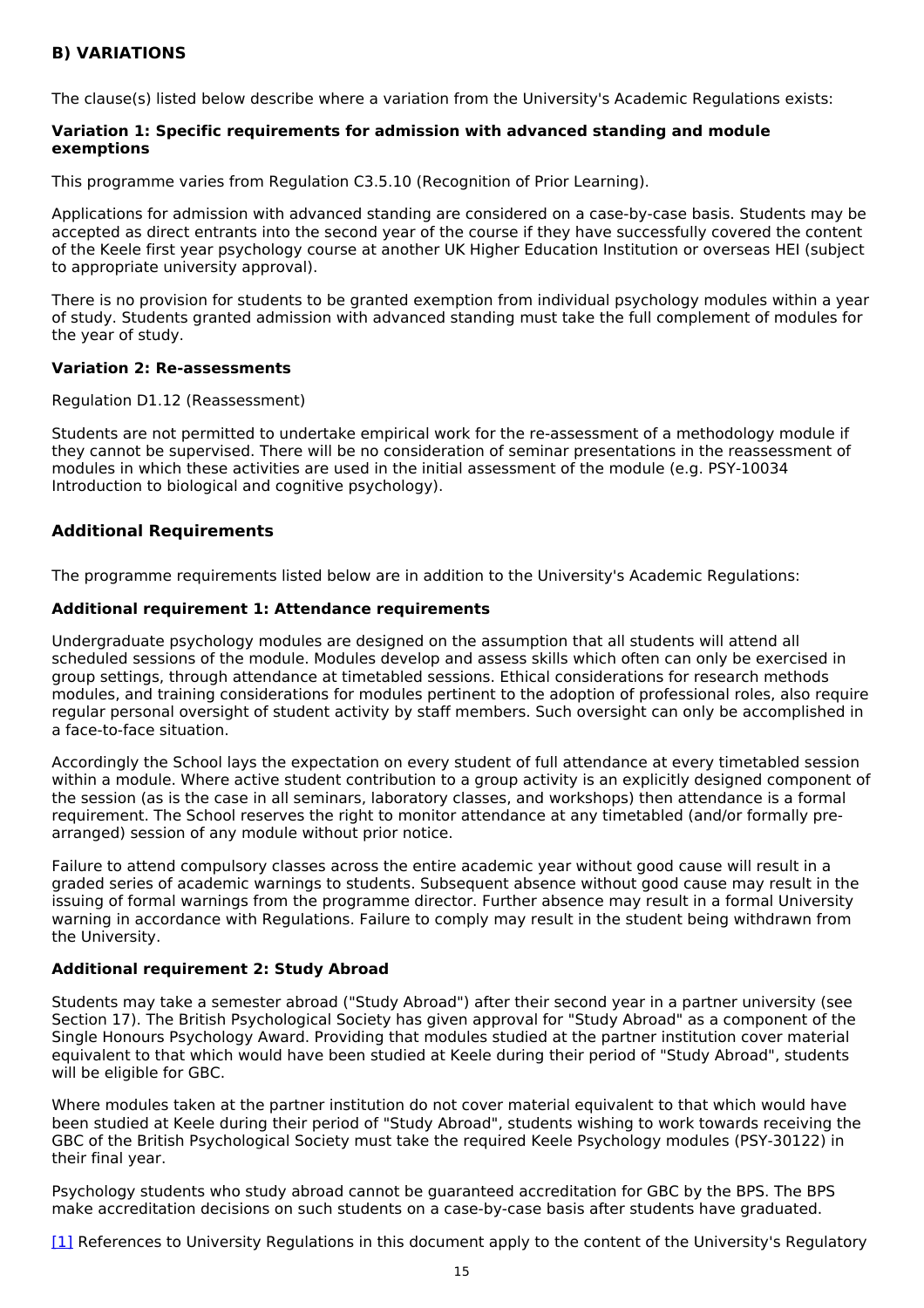### B) VARIATIONS

The clause(s) listed below describe where a variation from the University's Academic Regulations exists:

**Variation 1: Specific requirements for admission with advanced standing and module exemptions**

This programme varies from Regulation C3.5.10 (Recognition of Prior Learning).

Applications for admission with advanced standing are considered on a case-by-case basis. Students may be accepted as direct entrants into the second year of the course if they have successfully covered the content of the Keele first year psychology course at another UK Higher Education Institution or overseas HEI (subject to appropriate university approval).

There is no provision for students to be granted exemption from individual psychology modules within a year of study. Students granted admission with advanced standing must take the full complement of modules for the year of study.

**Variation 2: Re-assessments**

Regulation D1.12 (Reassessment)

Students are not permitted to undertake empirical work for the re-assessment of a methodology module if they cannot be supervised. There will be no consideration of seminar presentations in the reassessment of modules in which these activities are used in the initial assessment of the module (e.g. PSY-10034 Introduction to biological and cognitive psychology).

### Additional Requirements

The programme requirements listed below are in addition to the University's Academic Regulations:

**Additional requirement 1: Attendance requirements**

Undergraduate psychology modules are designed on the assumption that all students will attend all scheduled sessions of the module. Modules develop and assess skills which often can only be exercised in group settings, through attendance at timetabled sessions. Ethical considerations for research methods modules, and training considerations for modules pertinent to the adoption of professional roles, also require regular personal oversight of student activity by staff members. Such oversight can only be accomplished in a face-to-face situation.

Accordingly the School lays the expectation on every student of full attendance at every timetabled session within a module. Where active student contribution to a group activity is an explicitly designed component of the session (as is the case in all seminars, laboratory classes, and workshops) then attendance is a formal requirement. The School reserves the right to monitor attendance at any timetabled (and/or formally pre-arranged) session of any module without prior notice.

Failure to attend compulsory classes across the entire academic year without good cause will result in a graded series of academic warnings to students. Subsequent absence without good cause may result in the issuing of formal warnings from the programme director. Further absence may result in a formal University warning in accordance with Regulations. Failure to comply may result in the student being withdrawn from the University.

**Additional requirement 2: Study Abroad**

Students may take a semester abroad ("Study Abroad") after their second year in a partner university (see Section 17). The British Psychological Society has given approval for "Study Abroad" as a component of the Single Honours Psychology Award. Providing that modules studied at the partner institution cover material equivalent to that which would have been studied at Keele during their period of "Study Abroad", students will be eligible for GBC.

Where modules taken at the partner institution do not cover material equivalent to that which would have been studied at Keele during their period of "Study Abroad", students wishing to work towards receiving the GBC of the British Psychological Society must take the required Keele Psychology modules (PSY-30122) in their final year.

Psychology students who study abroad cannot be guaranteed accreditation for GBC by the BPS. The BPS make accreditation decisions on such students on a case-by-case basis after students have graduated.

[1] References to University Regulations in this document apply to the content of the University's Regulatory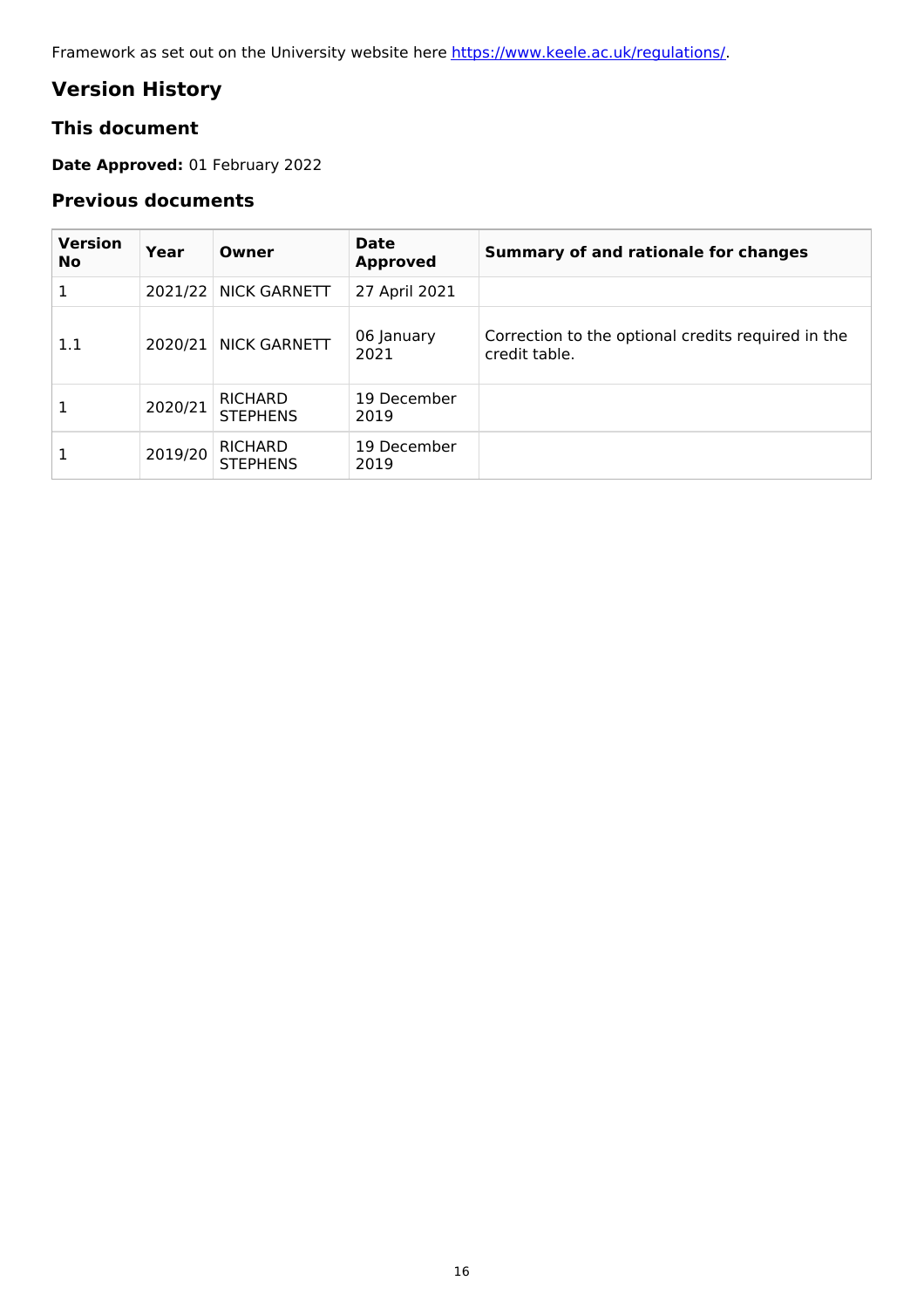Framework as set out on the University website here https://www.keele.ac.uk/regulations/.

## Version History

### This document

**Date Approved:** 01 February 2022

### Previous documents

| Version No | Year | Owner | Date Approved | Summary of and rationale for changes |
|---|---|---|---|---|
| 1 | 2021/22 | NICK GARNETT | 27 April 2021 | |
| 1.1 | 2020/21 | NICK GARNETT | 06 January 2021 | Correction to the optional credits required in the credit table. |
| 1 | 2020/21 | RICHARD STEPHENS | 19 December 2019 | |
| 1 | 2019/20 | RICHARD STEPHENS | 19 December 2019 | |